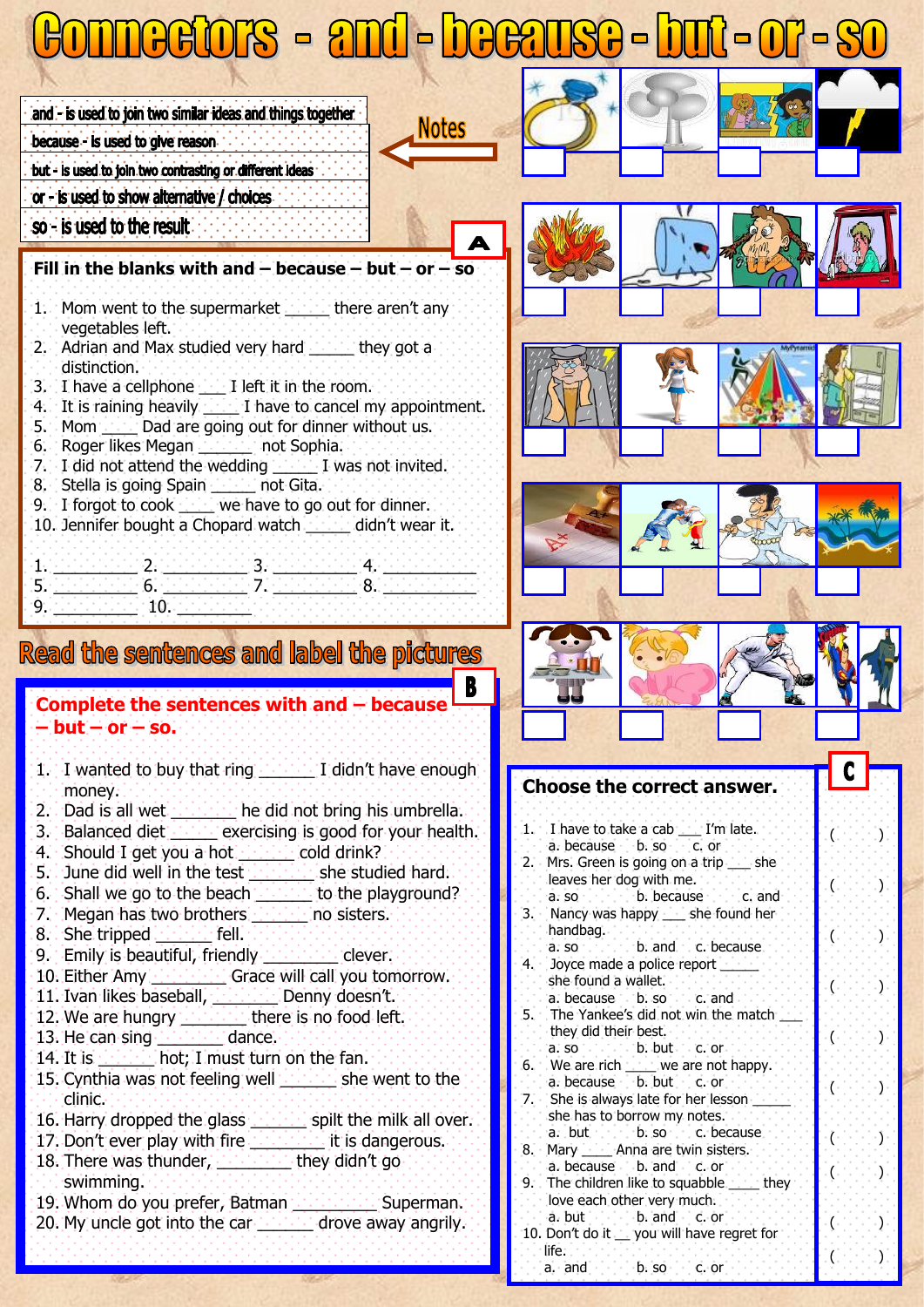# Connectors - and - because - but - or - so

## Notes

- and - is used to join two similar ideas and things together
- because - is used to give reason
- but - is used to join two contrasting or different ideas
- or - is used to show alternative / choices
- so - is used to the result

## A

**Fill in the blanks with and – because – but – or – so**

1. Mom went to the supermarket _____ there aren't any vegetables left.
2. Adrian and Max studied very hard _____ they got a distinction.
3. I have a cellphone ___ I left it in the room.
4. It is raining heavily ____ I have to cancel my appointment.
5. Mom ____ Dad are going out for dinner without us.
6. Roger likes Megan ______ not Sophia.
7. I did not attend the wedding _____ I was not invited.
8. Stella is going Spain _____ not Gita.
9. I forgot to cook ____ we have to go out for dinner.
10. Jennifer bought a Chopard watch _____ didn't wear it.

1. _________ 2. _________ 3. _________ 4. _________
5. _________ 6. _________ 7. _________ 8. _________
9. _________ 10. ________

## Read the sentences and label the pictures

## B

**Complete the sentences with and – because – but – or – so.**

1. I wanted to buy that ring ______ I didn't have enough money.
2. Dad is all wet _______ he did not bring his umbrella.
3. Balanced diet _____ exercising is good for your health.
4. Should I get you a hot ______ cold drink?
5. June did well in the test _______ she studied hard.
6. Shall we go to the beach ______ to the playground?
7. Megan has two brothers ______ no sisters.
8. She tripped ______ fell.
9. Emily is beautiful, friendly ________ clever.
10. Either Amy ________ Grace will call you tomorrow.
11. Ivan likes baseball, _______ Denny doesn't.
12. We are hungry _______ there is no food left.
13. He can sing _______ dance.
14. It is ______ hot; I must turn on the fan.
15. Cynthia was not feeling well ______ she went to the clinic.
16. Harry dropped the glass ______ spilt the milk all over.
17. Don't ever play with fire ________ it is dangerous.
18. There was thunder, ________ they didn't go swimming.
19. Whom do you prefer, Batman _________ Superman.
20. My uncle got into the car ______ drove away angrily.

## C

**Choose the correct answer.**

1. I have to take a cab ___ I'm late. ( )
   a. because b. so c. or
2. Mrs. Green is going on a trip ___ she leaves her dog with me. ( )
   a. so b. because c. and
3. Nancy was happy ___ she found her handbag. ( )
   a. so b. and c. because
4. Joyce made a police report _____ she found a wallet. ( )
   a. because b. so c. and
5. The Yankee's did not win the match ___ they did their best. ( )
   a. so b. but c. or
6. We are rich ____ we are not happy. ( )
   a. because b. but c. or
7. She is always late for her lesson _____ she has to borrow my notes. ( )
   a. but b. so c. because
8. Mary ____ Anna are twin sisters. ( )
   a. because b. and c. or
9. The children like to squabble ____ they love each other very much. ( )
   a. but b. and c. or
10. Don't do it __ you will have regret for life. ( )
    a. and b. so c. or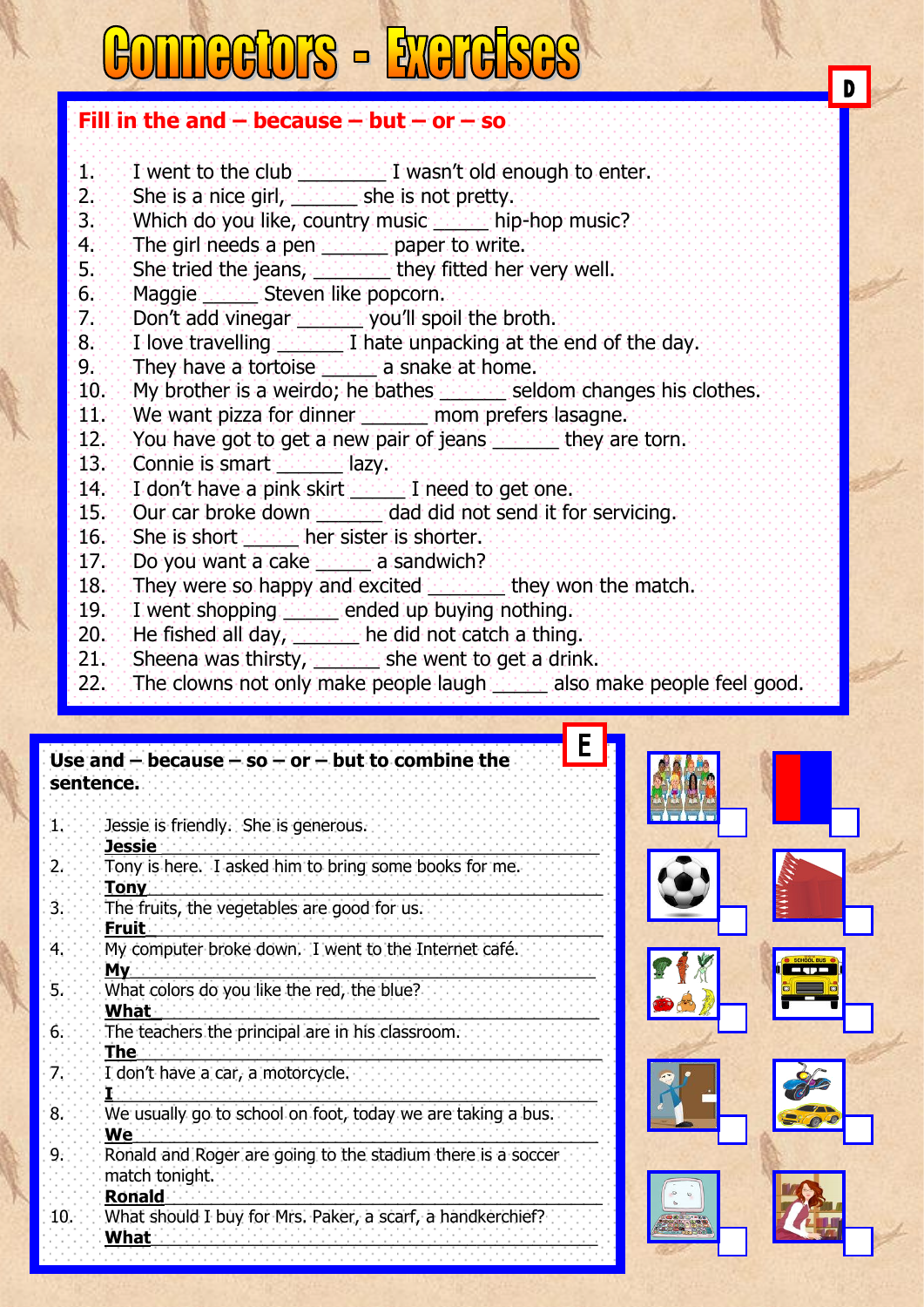# Connectors - Exercises

**D**

## Fill in the and – because – but – or – so

1. I went to the club _________ I wasn't old enough to enter.
2. She is a nice girl, _______ she is not pretty.
3. Which do you like, country music ______ hip-hop music?
4. The girl needs a pen _______ paper to write.
5. She tried the jeans, ________ they fitted her very well.
6. Maggie ______ Steven like popcorn.
7. Don't add vinegar _______ you'll spoil the broth.
8. I love travelling _______ I hate unpacking at the end of the day.
9. They have a tortoise ______ a snake at home.
10. My brother is a weirdo; he bathes _______ seldom changes his clothes.
11. We want pizza for dinner _______ mom prefers lasagne.
12. You have got to get a new pair of jeans _______ they are torn.
13. Connie is smart _______ lazy.
14. I don't have a pink skirt ______ I need to get one.
15. Our car broke down _______ dad did not send it for servicing.
16. She is short ______ her sister is shorter.
17. Do you want a cake ______ a sandwich?
18. They were so happy and excited ________ they won the match.
19. I went shopping ______ ended up buying nothing.
20. He fished all day, _______ he did not catch a thing.
21. Sheena was thirsty, _______ she went to get a drink.
22. The clowns not only make people laugh ______ also make people feel good.

**E**

## Use and – because – so – or – but to combine the sentence.

1. Jessie is friendly. She is generous.
   **Jessie** ____________________________________________
2. Tony is here. I asked him to bring some books for me.
   **Tony** ____________________________________________
3. The fruits, the vegetables are good for us.
   **Fruit** ____________________________________________
4. My computer broke down. I went to the Internet café.
   **My** ____________________________________________
5. What colors do you like the red, the blue?
   **What** ____________________________________________
6. The teachers the principal are in his classroom.
   **The** ____________________________________________
7. I don't have a car, a motorcycle.
   **I** ____________________________________________
8. We usually go to school on foot, today we are taking a bus.
   **We** ____________________________________________
9. Ronald and Roger are going to the stadium there is a soccer match tonight.
   **Ronald** ____________________________________________
10. What should I buy for Mrs. Paker, a scarf, a handkerchief?
    **What** ____________________________________________